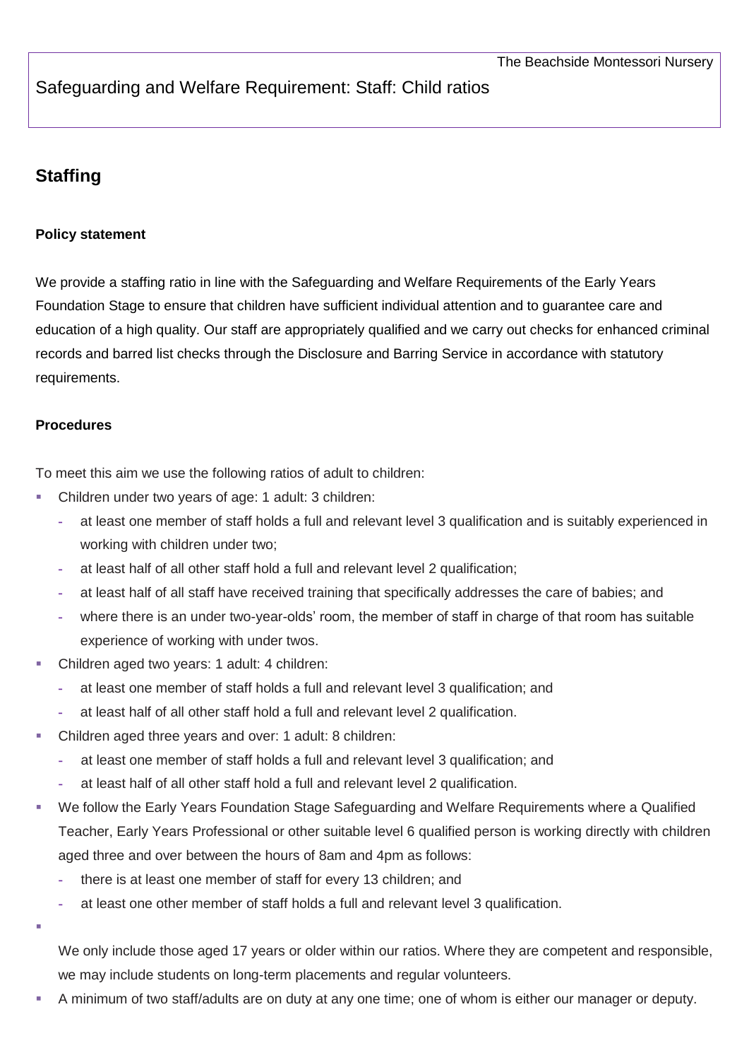## Safeguarding and Welfare Requirement: Staff: Child ratios

# Staffing

### Policy statement

We provide a staffing ratio in line with the Safeguarding and Welfare Requirements of the Early Years Foundation Stage to ensure that children have sufficient individual attention and to guarantee care and education of a high quality. Our staff are appropriately qualified and we carry out checks for enhanced criminal records and barred list checks through the Disclosure and Barring Service in accordance with statutory requirements.

### Procedures

To meet this aim we use the following ratios of adult to children:

- Children under two years of age: 1 adult: 3 children:
  - at least one member of staff holds a full and relevant level 3 qualification and is suitably experienced in working with children under two;
  - at least half of all other staff hold a full and relevant level 2 qualification;
  - at least half of all staff have received training that specifically addresses the care of babies; and
  - where there is an under two-year-olds' room, the member of staff in charge of that room has suitable experience of working with under twos.
- Children aged two years: 1 adult: 4 children:
  - at least one member of staff holds a full and relevant level 3 qualification; and
  - at least half of all other staff hold a full and relevant level 2 qualification.
- Children aged three years and over: 1 adult: 8 children:
  - at least one member of staff holds a full and relevant level 3 qualification; and
  - at least half of all other staff hold a full and relevant level 2 qualification.
- We follow the Early Years Foundation Stage Safeguarding and Welfare Requirements where a Qualified Teacher, Early Years Professional or other suitable level 6 qualified person is working directly with children aged three and over between the hours of 8am and 4pm as follows:
  - there is at least one member of staff for every 13 children; and
  - at least one other member of staff holds a full and relevant level 3 qualification.
- We only include those aged 17 years or older within our ratios. Where they are competent and responsible, we may include students on long-term placements and regular volunteers.
- A minimum of two staff/adults are on duty at any one time; one of whom is either our manager or deputy.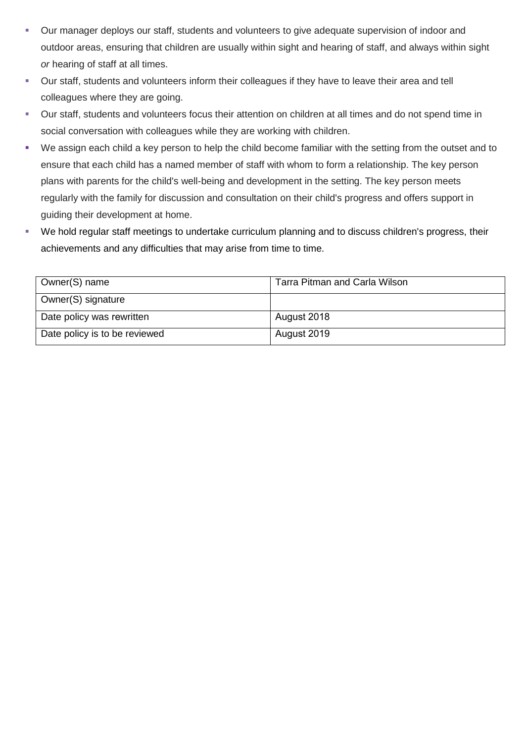- Our manager deploys our staff, students and volunteers to give adequate supervision of indoor and outdoor areas, ensuring that children are usually within sight and hearing of staff, and always within sight *or* hearing of staff at all times.
- Our staff, students and volunteers inform their colleagues if they have to leave their area and tell colleagues where they are going.
- Our staff, students and volunteers focus their attention on children at all times and do not spend time in social conversation with colleagues while they are working with children.
- We assign each child a key person to help the child become familiar with the setting from the outset and to ensure that each child has a named member of staff with whom to form a relationship. The key person plans with parents for the child's well-being and development in the setting. The key person meets regularly with the family for discussion and consultation on their child's progress and offers support in guiding their development at home.
- We hold regular staff meetings to undertake curriculum planning and to discuss children's progress, their achievements and any difficulties that may arise from time to time.

| | |
|---|---|
| Owner(S) name | Tarra Pitman and Carla Wilson |
| Owner(S) signature | |
| Date policy was rewritten | August 2018 |
| Date policy is to be reviewed | August 2019 |